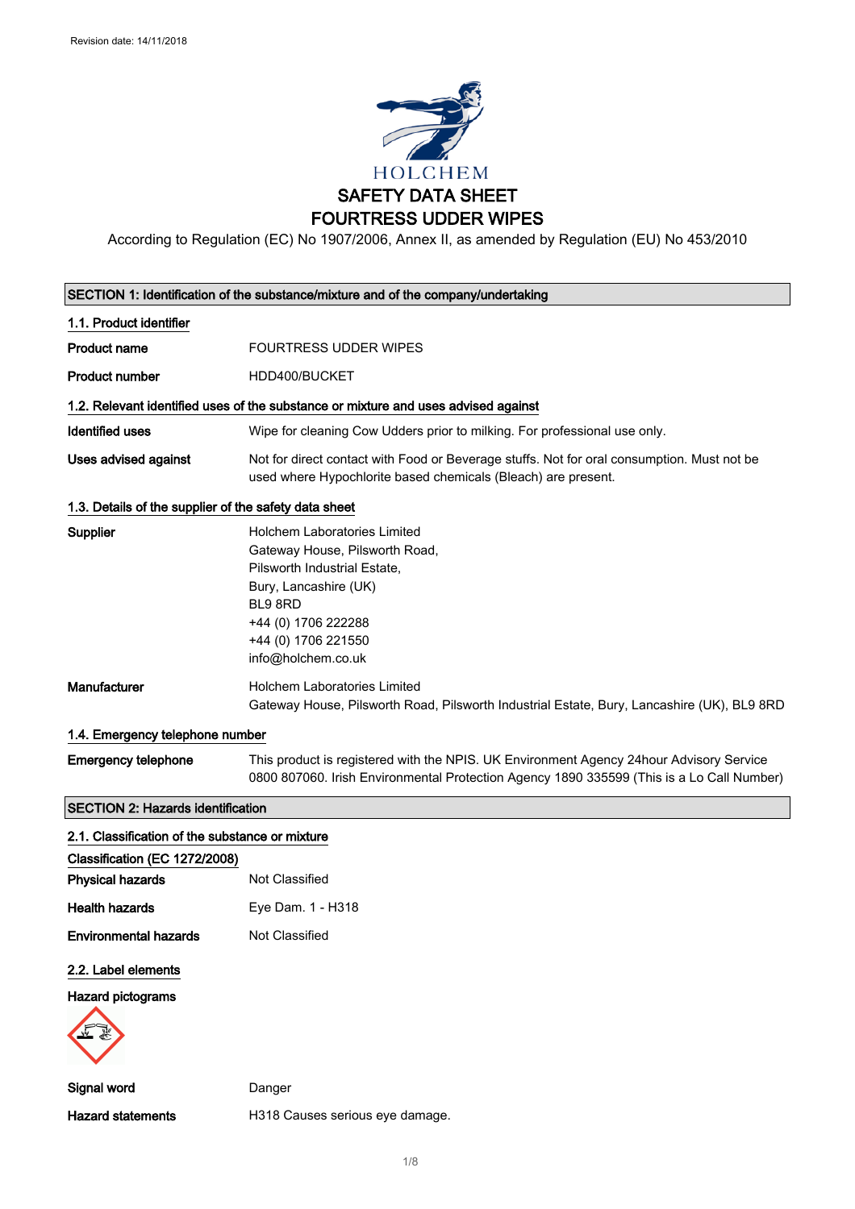Revision date: 14/11/2018

HOLCHEM

# SAFETY DATA SHEET
# FOURTRESS UDDER WIPES

According to Regulation (EC) No 1907/2006, Annex II, as amended by Regulation (EU) No 453/2010

## SECTION 1: Identification of the substance/mixture and of the company/undertaking

### 1.1. Product identifier

**Product name** FOURTRESS UDDER WIPES

**Product number** HDD400/BUCKET

### 1.2. Relevant identified uses of the substance or mixture and uses advised against

**Identified uses** Wipe for cleaning Cow Udders prior to milking. For professional use only.

**Uses advised against** Not for direct contact with Food or Beverage stuffs. Not for oral consumption. Must not be used where Hypochlorite based chemicals (Bleach) are present.

### 1.3. Details of the supplier of the safety data sheet

**Supplier**
Holchem Laboratories Limited
Gateway House, Pilsworth Road,
Pilsworth Industrial Estate,
Bury, Lancashire (UK)
BL9 8RD
+44 (0) 1706 222288
+44 (0) 1706 221550
info@holchem.co.uk

**Manufacturer**
Holchem Laboratories Limited
Gateway House, Pilsworth Road, Pilsworth Industrial Estate, Bury, Lancashire (UK), BL9 8RD

### 1.4. Emergency telephone number

**Emergency telephone** This product is registered with the NPIS. UK Environment Agency 24hour Advisory Service 0800 807060. Irish Environmental Protection Agency 1890 335599 (This is a Lo Call Number)

## SECTION 2: Hazards identification

### 2.1. Classification of the substance or mixture

**Classification (EC 1272/2008)**

**Physical hazards** Not Classified

**Health hazards** Eye Dam. 1 - H318

**Environmental hazards** Not Classified

### 2.2. Label elements

**Hazard pictograms**

**Signal word** Danger

**Hazard statements** H318 Causes serious eye damage.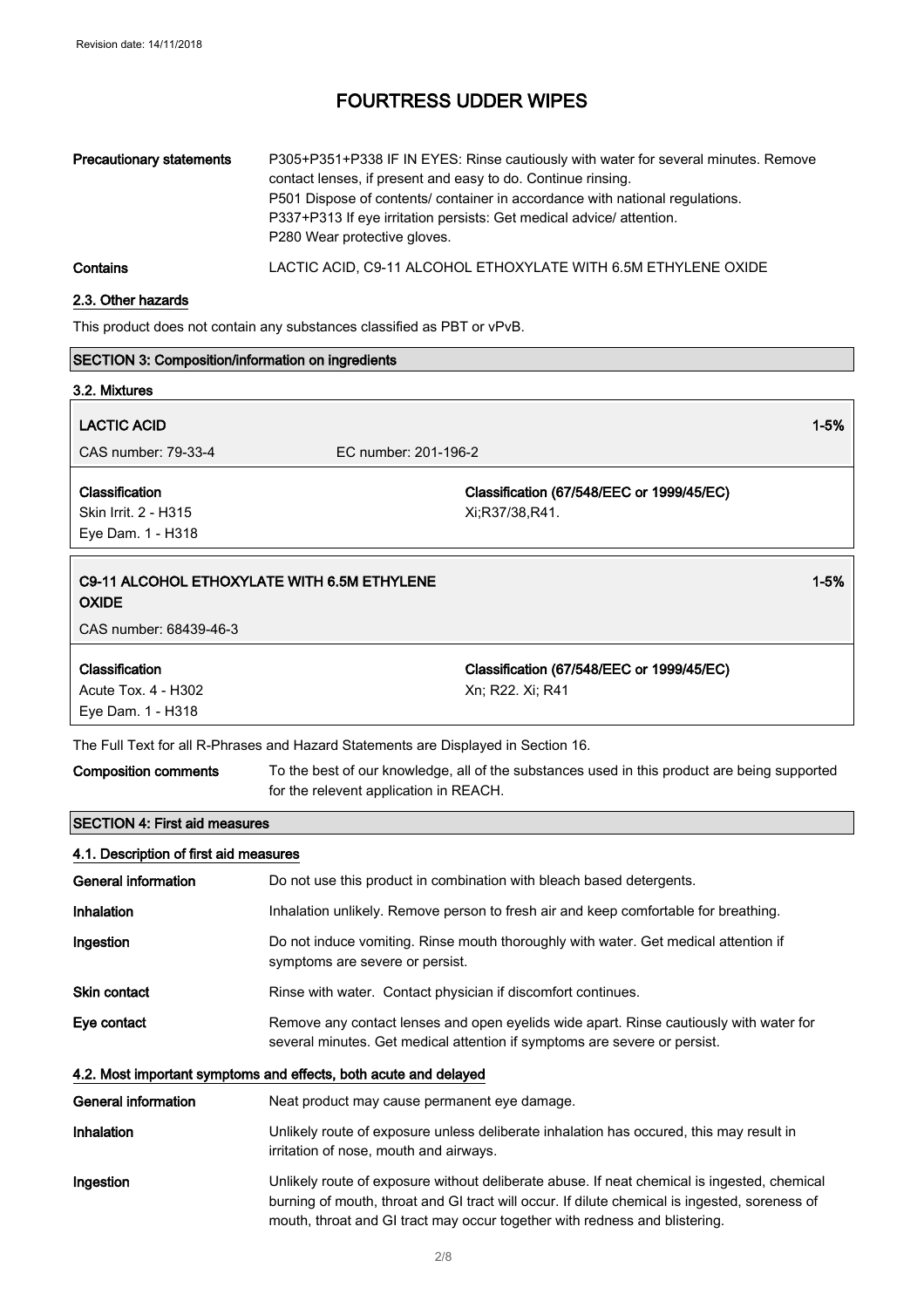# FOURTRESS UDDER WIPES

| | |
|---|---|
| **Precautionary statements** | P305+P351+P338 IF IN EYES: Rinse cautiously with water for several minutes. Remove contact lenses, if present and easy to do. Continue rinsing.<br>P501 Dispose of contents/ container in accordance with national regulations.<br>P337+P313 If eye irritation persists: Get medical advice/ attention.<br>P280 Wear protective gloves. |
| **Contains** | LACTIC ACID, C9-11 ALCOHOL ETHOXYLATE WITH 6.5M ETHYLENE OXIDE |

### 2.3. Other hazards

This product does not contain any substances classified as PBT or vPvB.

## SECTION 3: Composition/information on ingredients

### 3.2. Mixtures

| **LACTIC ACID** | | **1-5%** |
|---|---|---|
| CAS number: 79-33-4 | EC number: 201-196-2 | |
| **Classification**<br>Skin Irrit. 2 - H315<br>Eye Dam. 1 - H318 | **Classification (67/548/EEC or 1999/45/EC)**<br>Xi;R37/38,R41. | |

| **C9-11 ALCOHOL ETHOXYLATE WITH 6.5M ETHYLENE OXIDE** | | **1-5%** |
|---|---|---|
| CAS number: 68439-46-3 | | |
| **Classification**<br>Acute Tox. 4 - H302<br>Eye Dam. 1 - H318 | **Classification (67/548/EEC or 1999/45/EC)**<br>Xn; R22. Xi; R41 | |

The Full Text for all R-Phrases and Hazard Statements are Displayed in Section 16.

| | |
|---|---|
| **Composition comments** | To the best of our knowledge, all of the substances used in this product are being supported for the relevent application in REACH. |

## SECTION 4: First aid measures

### 4.1. Description of first aid measures

| | |
|---|---|
| **General information** | Do not use this product in combination with bleach based detergents. |
| **Inhalation** | Inhalation unlikely. Remove person to fresh air and keep comfortable for breathing. |
| **Ingestion** | Do not induce vomiting. Rinse mouth thoroughly with water. Get medical attention if symptoms are severe or persist. |
| **Skin contact** | Rinse with water. Contact physician if discomfort continues. |
| **Eye contact** | Remove any contact lenses and open eyelids wide apart. Rinse cautiously with water for several minutes. Get medical attention if symptoms are severe or persist. |

### 4.2. Most important symptoms and effects, both acute and delayed

| | |
|---|---|
| **General information** | Neat product may cause permanent eye damage. |
| **Inhalation** | Unlikely route of exposure unless deliberate inhalation has occured, this may result in irritation of nose, mouth and airways. |
| **Ingestion** | Unlikely route of exposure without deliberate abuse. If neat chemical is ingested, chemical burning of mouth, throat and GI tract will occur. If dilute chemical is ingested, soreness of mouth, throat and GI tract may occur together with redness and blistering. |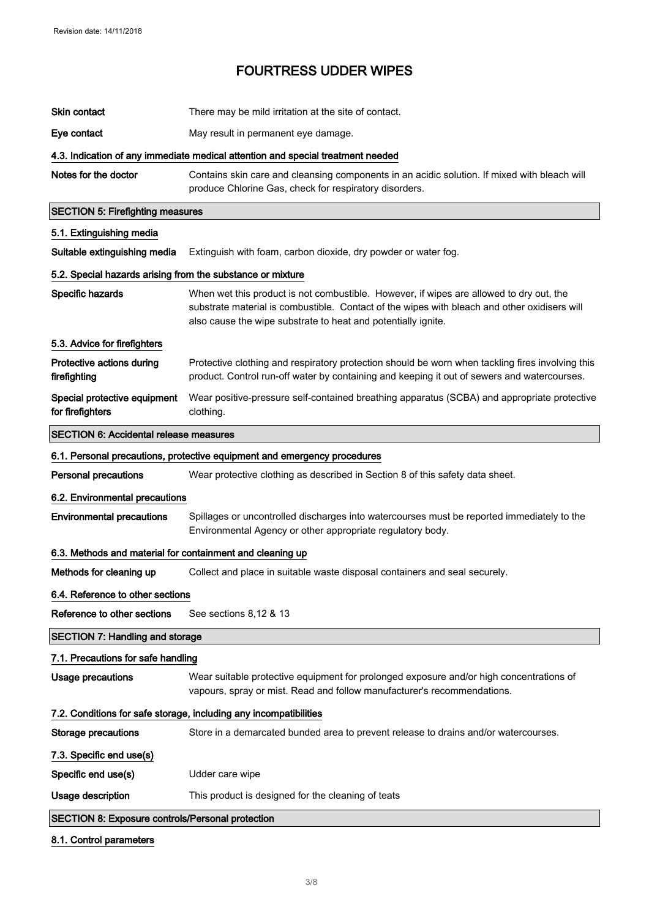# FOURTRESS UDDER WIPES

| | |
|---|---|
| **Skin contact** | There may be mild irritation at the site of contact. |
| **Eye contact** | May result in permanent eye damage. |

### 4.3. Indication of any immediate medical attention and special treatment needed

| | |
|---|---|
| **Notes for the doctor** | Contains skin care and cleansing components in an acidic solution. If mixed with bleach will produce Chlorine Gas, check for respiratory disorders. |

## SECTION 5: Firefighting measures

### 5.1. Extinguishing media

| | |
|---|---|
| **Suitable extinguishing media** | Extinguish with foam, carbon dioxide, dry powder or water fog. |

### 5.2. Special hazards arising from the substance or mixture

| | |
|---|---|
| **Specific hazards** | When wet this product is not combustible. However, if wipes are allowed to dry out, the substrate material is combustible. Contact of the wipes with bleach and other oxidisers will also cause the wipe substrate to heat and potentially ignite. |

### 5.3. Advice for firefighters

| | |
|---|---|
| **Protective actions during firefighting** | Protective clothing and respiratory protection should be worn when tackling fires involving this product. Control run-off water by containing and keeping it out of sewers and watercourses. |
| **Special protective equipment for firefighters** | Wear positive-pressure self-contained breathing apparatus (SCBA) and appropriate protective clothing. |

## SECTION 6: Accidental release measures

### 6.1. Personal precautions, protective equipment and emergency procedures

| | |
|---|---|
| **Personal precautions** | Wear protective clothing as described in Section 8 of this safety data sheet. |

### 6.2. Environmental precautions

| | |
|---|---|
| **Environmental precautions** | Spillages or uncontrolled discharges into watercourses must be reported immediately to the Environmental Agency or other appropriate regulatory body. |

### 6.3. Methods and material for containment and cleaning up

| | |
|---|---|
| **Methods for cleaning up** | Collect and place in suitable waste disposal containers and seal securely. |

### 6.4. Reference to other sections

| | |
|---|---|
| **Reference to other sections** | See sections 8,12 & 13 |

## SECTION 7: Handling and storage

### 7.1. Precautions for safe handling

| | |
|---|---|
| **Usage precautions** | Wear suitable protective equipment for prolonged exposure and/or high concentrations of vapours, spray or mist. Read and follow manufacturer's recommendations. |

### 7.2. Conditions for safe storage, including any incompatibilities

| | |
|---|---|
| **Storage precautions** | Store in a demarcated bunded area to prevent release to drains and/or watercourses. |

### 7.3. Specific end use(s)

| | |
|---|---|
| **Specific end use(s)** | Udder care wipe |
| **Usage description** | This product is designed for the cleaning of teats |

## SECTION 8: Exposure controls/Personal protection

### 8.1. Control parameters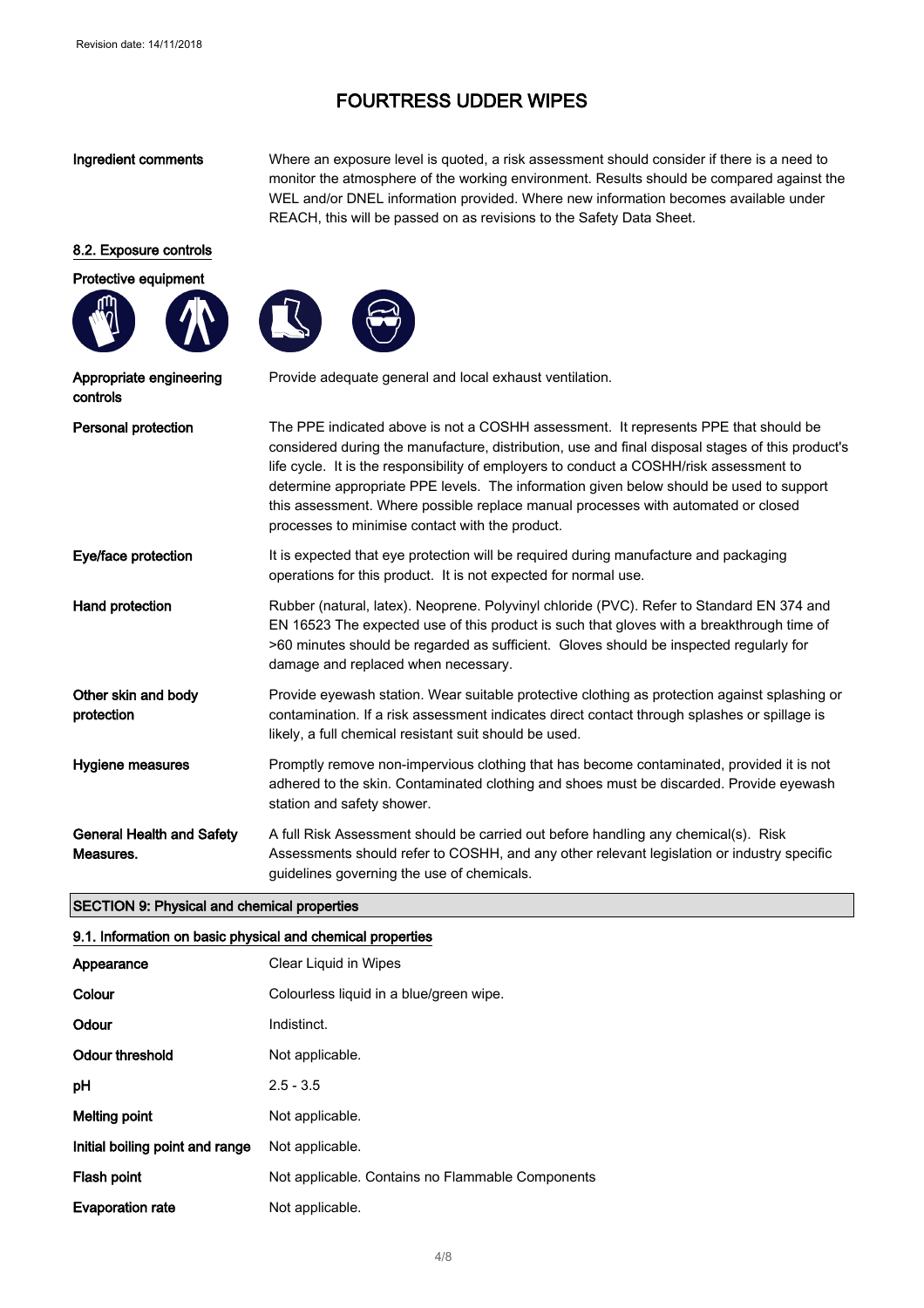**Ingredient comments** Where an exposure level is quoted, a risk assessment should consider if there is a need to monitor the atmosphere of the working environment. Results should be compared against the WEL and/or DNEL information provided. Where new information becomes available under REACH, this will be passed on as revisions to the Safety Data Sheet.

### 8.2. Exposure controls

**Protective equipment**

| | |
|---|---|
| **Appropriate engineering controls** | Provide adequate general and local exhaust ventilation. |
| **Personal protection** | The PPE indicated above is not a COSHH assessment. It represents PPE that should be considered during the manufacture, distribution, use and final disposal stages of this product's life cycle. It is the responsibility of employers to conduct a COSHH/risk assessment to determine appropriate PPE levels. The information given below should be used to support this assessment. Where possible replace manual processes with automated or closed processes to minimise contact with the product. |
| **Eye/face protection** | It is expected that eye protection will be required during manufacture and packaging operations for this product. It is not expected for normal use. |
| **Hand protection** | Rubber (natural, latex). Neoprene. Polyvinyl chloride (PVC). Refer to Standard EN 374 and EN 16523 The expected use of this product is such that gloves with a breakthrough time of >60 minutes should be regarded as sufficient. Gloves should be inspected regularly for damage and replaced when necessary. |
| **Other skin and body protection** | Provide eyewash station. Wear suitable protective clothing as protection against splashing or contamination. If a risk assessment indicates direct contact through splashes or spillage is likely, a full chemical resistant suit should be used. |
| **Hygiene measures** | Promptly remove non-impervious clothing that has become contaminated, provided it is not adhered to the skin. Contaminated clothing and shoes must be discarded. Provide eyewash station and safety shower. |
| **General Health and Safety Measures.** | A full Risk Assessment should be carried out before handling any chemical(s). Risk Assessments should refer to COSHH, and any other relevant legislation or industry specific guidelines governing the use of chemicals. |

## SECTION 9: Physical and chemical properties

### 9.1. Information on basic physical and chemical properties

| | |
|---|---|
| **Appearance** | Clear Liquid in Wipes |
| **Colour** | Colourless liquid in a blue/green wipe. |
| **Odour** | Indistinct. |
| **Odour threshold** | Not applicable. |
| **pH** | 2.5 - 3.5 |
| **Melting point** | Not applicable. |
| **Initial boiling point and range** | Not applicable. |
| **Flash point** | Not applicable. Contains no Flammable Components |
| **Evaporation rate** | Not applicable. |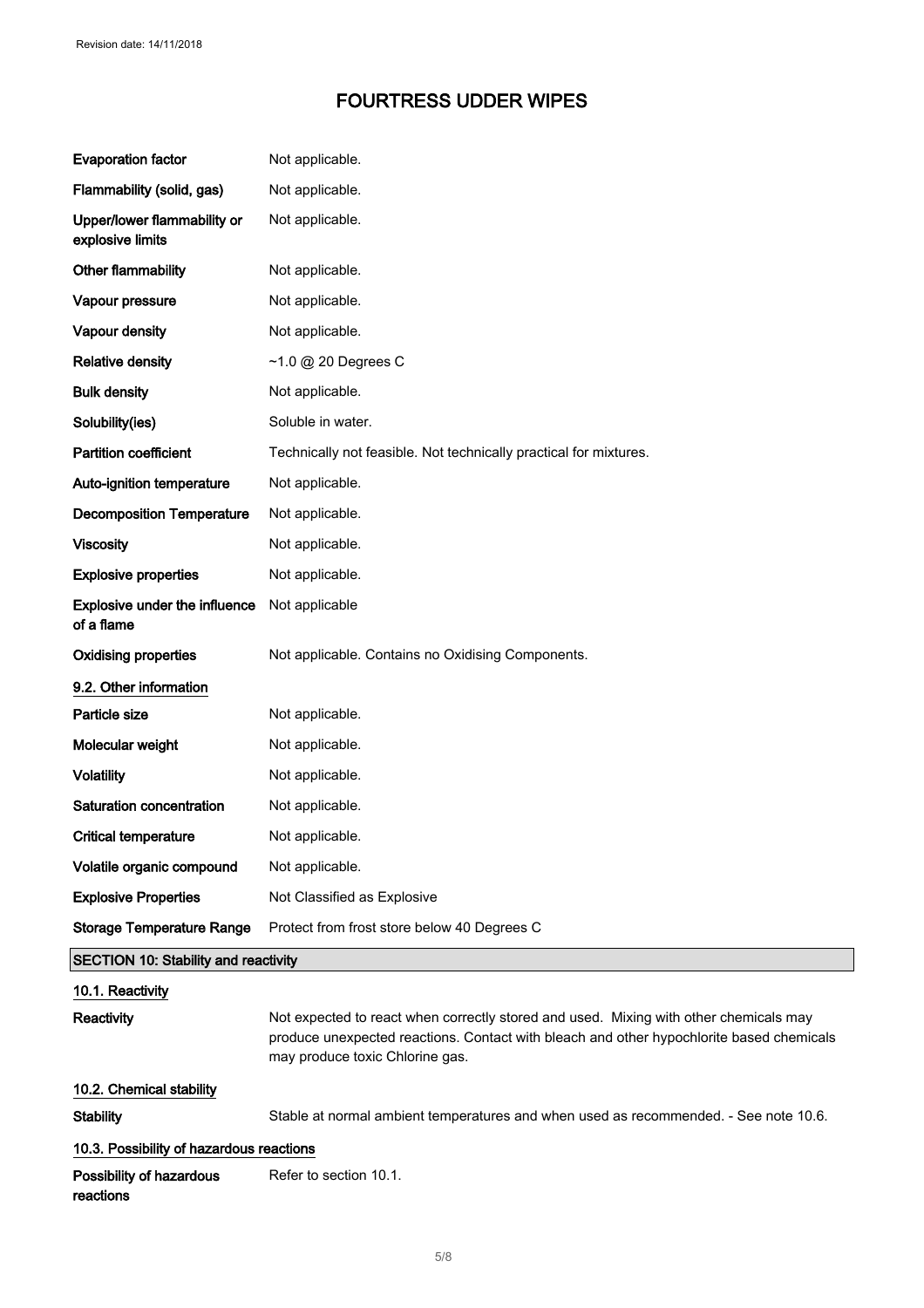| | |
|---|---|
| **Evaporation factor** | Not applicable. |
| **Flammability (solid, gas)** | Not applicable. |
| **Upper/lower flammability or explosive limits** | Not applicable. |
| **Other flammability** | Not applicable. |
| **Vapour pressure** | Not applicable. |
| **Vapour density** | Not applicable. |
| **Relative density** | ~1.0 @ 20 Degrees C |
| **Bulk density** | Not applicable. |
| **Solubility(ies)** | Soluble in water. |
| **Partition coefficient** | Technically not feasible. Not technically practical for mixtures. |
| **Auto-ignition temperature** | Not applicable. |
| **Decomposition Temperature** | Not applicable. |
| **Viscosity** | Not applicable. |
| **Explosive properties** | Not applicable. |
| **Explosive under the influence of a flame** | Not applicable |
| **Oxidising properties** | Not applicable. Contains no Oxidising Components. |

### 9.2. Other information

| | |
|---|---|
| **Particle size** | Not applicable. |
| **Molecular weight** | Not applicable. |
| **Volatility** | Not applicable. |
| **Saturation concentration** | Not applicable. |
| **Critical temperature** | Not applicable. |
| **Volatile organic compound** | Not applicable. |
| **Explosive Properties** | Not Classified as Explosive |
| **Storage Temperature Range** | Protect from frost store below 40 Degrees C |

## SECTION 10: Stability and reactivity

### 10.1. Reactivity

**Reactivity** Not expected to react when correctly stored and used. Mixing with other chemicals may produce unexpected reactions. Contact with bleach and other hypochlorite based chemicals may produce toxic Chlorine gas.

### 10.2. Chemical stability

**Stability** Stable at normal ambient temperatures and when used as recommended. - See note 10.6.

### 10.3. Possibility of hazardous reactions

**Possibility of hazardous reactions** Refer to section 10.1.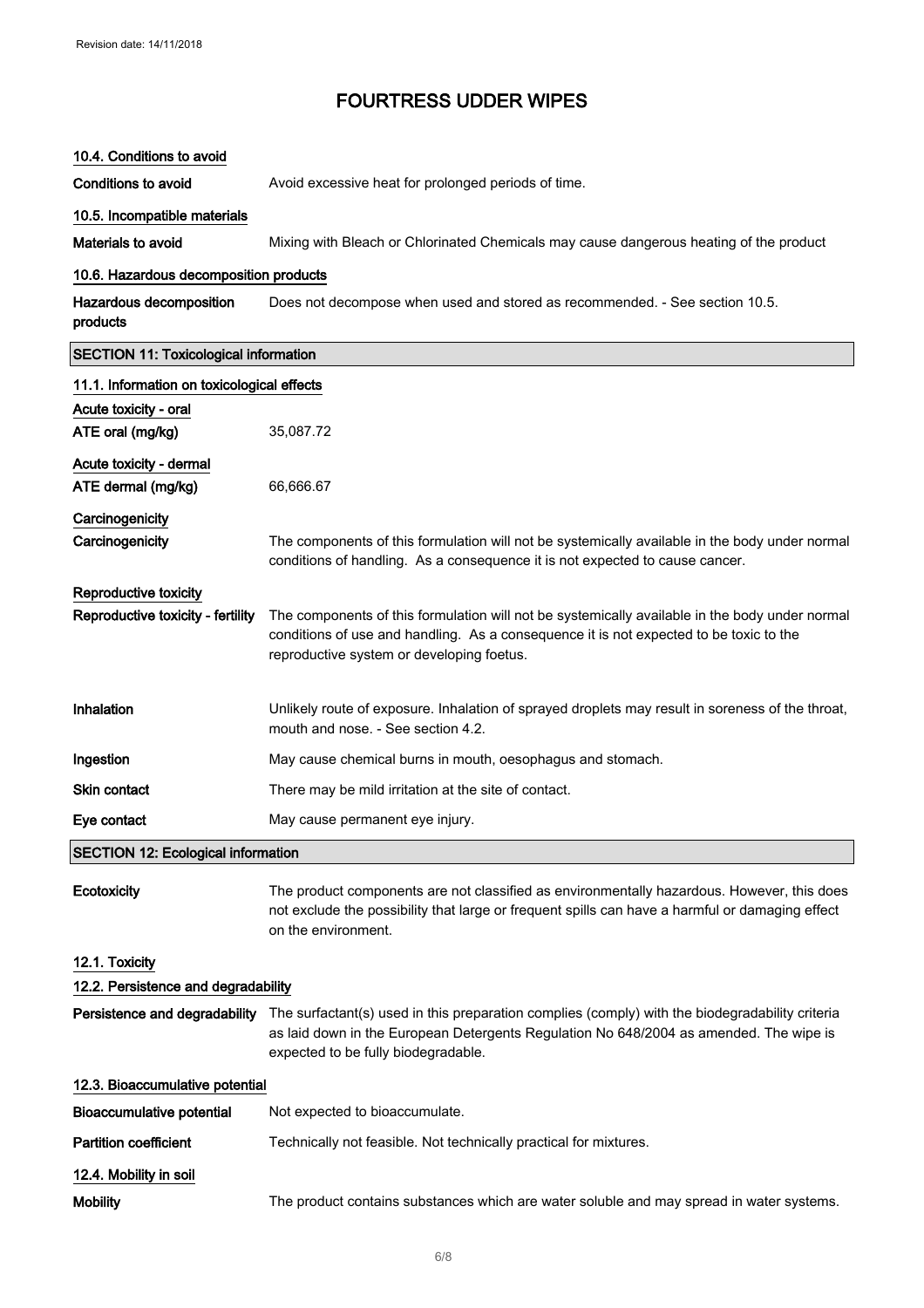# FOURTRESS UDDER WIPES

### 10.4. Conditions to avoid

**Conditions to avoid** Avoid excessive heat for prolonged periods of time.

### 10.5. Incompatible materials

**Materials to avoid** Mixing with Bleach or Chlorinated Chemicals may cause dangerous heating of the product

### 10.6. Hazardous decomposition products

**Hazardous decomposition products** Does not decompose when used and stored as recommended. - See section 10.5.

## SECTION 11: Toxicological information

### 11.1. Information on toxicological effects

**Acute toxicity - oral**

**ATE oral (mg/kg)** 35,087.72

**Acute toxicity - dermal**

**ATE dermal (mg/kg)** 66,666.67

**Carcinogenicity**

**Carcinogenicity** The components of this formulation will not be systemically available in the body under normal conditions of handling. As a consequence it is not expected to cause cancer.

**Reproductive toxicity**

**Reproductive toxicity - fertility** The components of this formulation will not be systemically available in the body under normal conditions of use and handling. As a consequence it is not expected to be toxic to the reproductive system or developing foetus.

**Inhalation** Unlikely route of exposure. Inhalation of sprayed droplets may result in soreness of the throat, mouth and nose. - See section 4.2.

**Ingestion** May cause chemical burns in mouth, oesophagus and stomach.

**Skin contact** There may be mild irritation at the site of contact.

**Eye contact** May cause permanent eye injury.

## SECTION 12: Ecological information

**Ecotoxicity** The product components are not classified as environmentally hazardous. However, this does not exclude the possibility that large or frequent spills can have a harmful or damaging effect on the environment.

### 12.1. Toxicity

### 12.2. Persistence and degradability

**Persistence and degradability** The surfactant(s) used in this preparation complies (comply) with the biodegradability criteria as laid down in the European Detergents Regulation No 648/2004 as amended. The wipe is expected to be fully biodegradable.

### 12.3. Bioaccumulative potential

**Bioaccumulative potential** Not expected to bioaccumulate.

**Partition coefficient** Technically not feasible. Not technically practical for mixtures.

### 12.4. Mobility in soil

**Mobility** The product contains substances which are water soluble and may spread in water systems.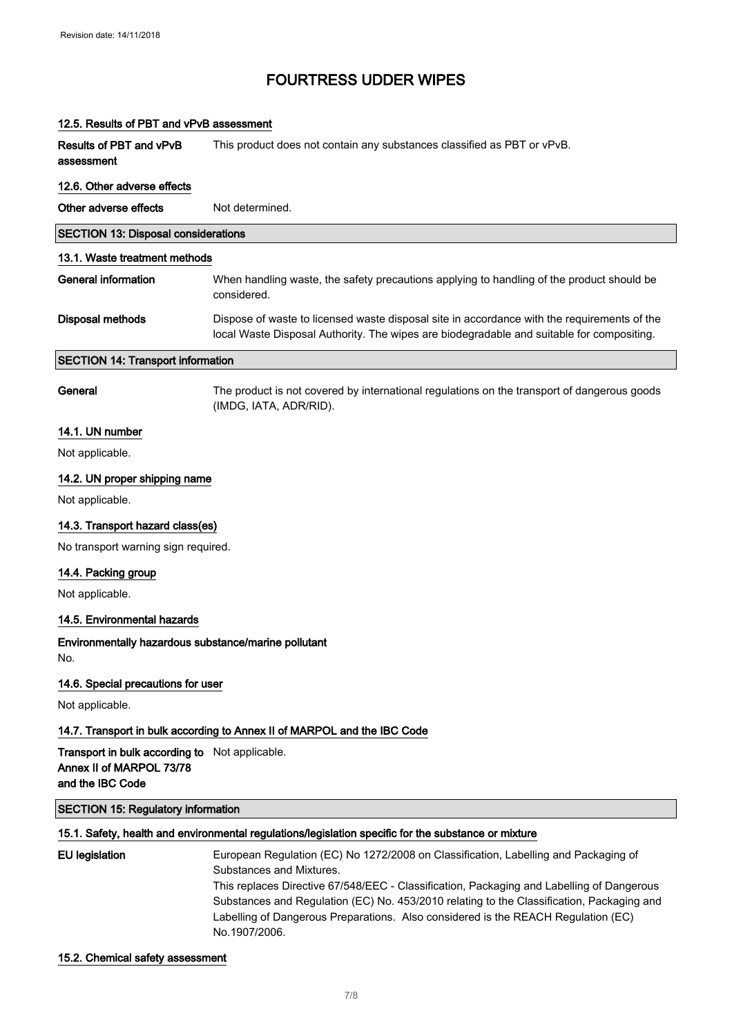# FOURTRESS UDDER WIPES

### 12.5. Results of PBT and vPvB assessment

**Results of PBT and vPvB assessment** This product does not contain any substances classified as PBT or vPvB.

### 12.6. Other adverse effects

**Other adverse effects** Not determined.

## SECTION 13: Disposal considerations

### 13.1. Waste treatment methods

**General information** When handling waste, the safety precautions applying to handling of the product should be considered.

**Disposal methods** Dispose of waste to licensed waste disposal site in accordance with the requirements of the local Waste Disposal Authority. The wipes are biodegradable and suitable for compositing.

## SECTION 14: Transport information

**General** The product is not covered by international regulations on the transport of dangerous goods (IMDG, IATA, ADR/RID).

### 14.1. UN number

Not applicable.

### 14.2. UN proper shipping name

Not applicable.

### 14.3. Transport hazard class(es)

No transport warning sign required.

### 14.4. Packing group

Not applicable.

### 14.5. Environmental hazards

**Environmentally hazardous substance/marine pollutant**

No.

### 14.6. Special precautions for user

Not applicable.

### 14.7. Transport in bulk according to Annex II of MARPOL and the IBC Code

**Transport in bulk according to Annex II of MARPOL 73/78 and the IBC Code** Not applicable.

## SECTION 15: Regulatory information

### 15.1. Safety, health and environmental regulations/legislation specific for the substance or mixture

**EU legislation** European Regulation (EC) No 1272/2008 on Classification, Labelling and Packaging of Substances and Mixtures.
This replaces Directive 67/548/EEC - Classification, Packaging and Labelling of Dangerous Substances and Regulation (EC) No. 453/2010 relating to the Classification, Packaging and Labelling of Dangerous Preparations. Also considered is the REACH Regulation (EC) No.1907/2006.

### 15.2. Chemical safety assessment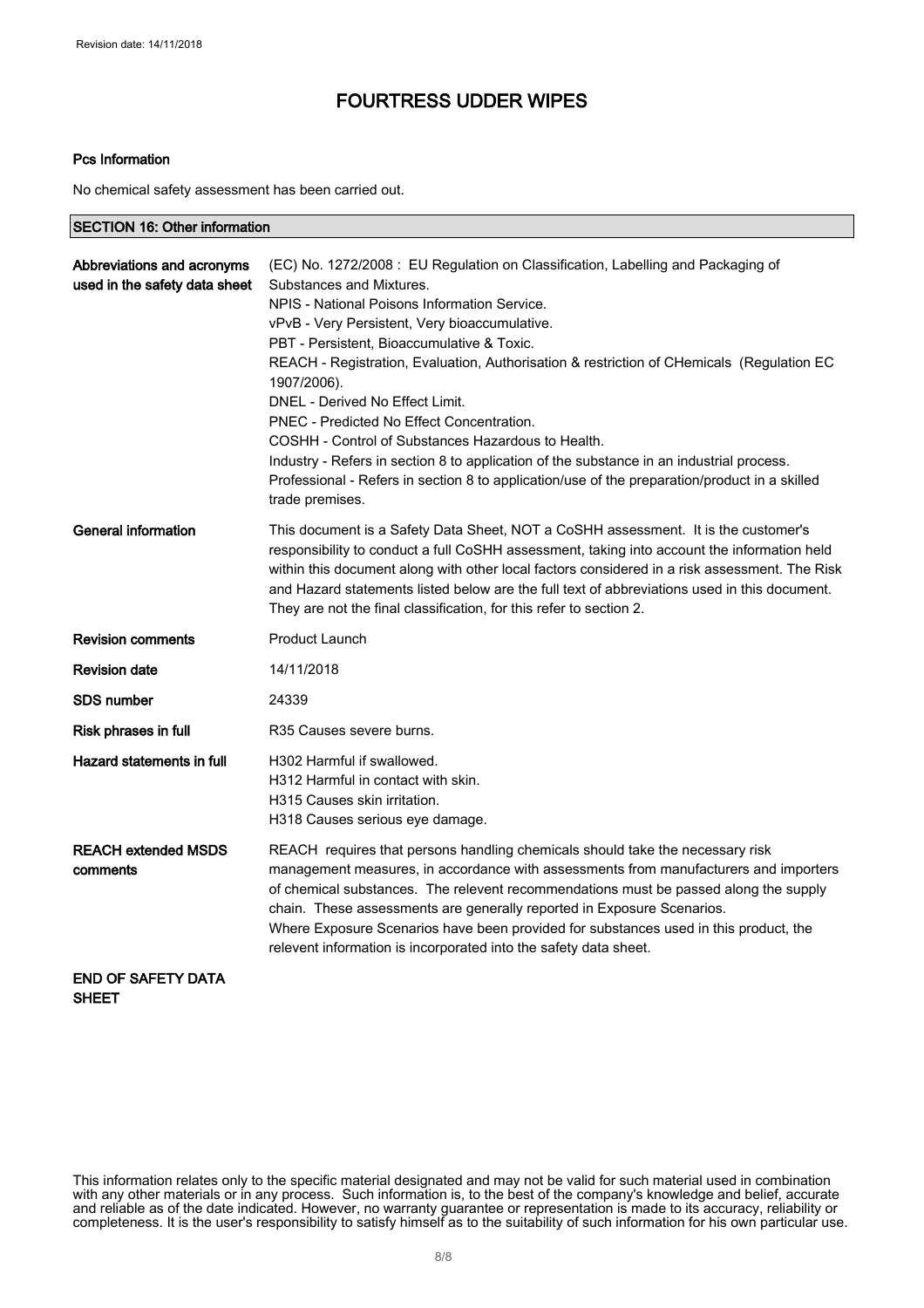### Pcs Information

No chemical safety assessment has been carried out.

## SECTION 16: Other information

**Abbreviations and acronyms used in the safety data sheet**

(EC) No. 1272/2008 : EU Regulation on Classification, Labelling and Packaging of Substances and Mixtures.
NPIS - National Poisons Information Service.
vPvB - Very Persistent, Very bioaccumulative.
PBT - Persistent, Bioaccumulative & Toxic.
REACH - Registration, Evaluation, Authorisation & restriction of CHemicals (Regulation EC 1907/2006).
DNEL - Derived No Effect Limit.
PNEC - Predicted No Effect Concentration.
COSHH - Control of Substances Hazardous to Health.
Industry - Refers in section 8 to application of the substance in an industrial process.
Professional - Refers in section 8 to application/use of the preparation/product in a skilled trade premises.

**General information**

This document is a Safety Data Sheet, NOT a CoSHH assessment. It is the customer's responsibility to conduct a full CoSHH assessment, taking into account the information held within this document along with other local factors considered in a risk assessment. The Risk and Hazard statements listed below are the full text of abbreviations used in this document. They are not the final classification, for this refer to section 2.

**Revision comments**

Product Launch

**Revision date**

14/11/2018

**SDS number**

24339

**Risk phrases in full**

R35 Causes severe burns.

**Hazard statements in full**

H302 Harmful if swallowed.
H312 Harmful in contact with skin.
H315 Causes skin irritation.
H318 Causes serious eye damage.

**REACH extended MSDS comments**

REACH requires that persons handling chemicals should take the necessary risk management measures, in accordance with assessments from manufacturers and importers of chemical substances. The relevent recommendations must be passed along the supply chain. These assessments are generally reported in Exposure Scenarios.
Where Exposure Scenarios have been provided for substances used in this product, the relevent information is incorporated into the safety data sheet.

**END OF SAFETY DATA SHEET**

This information relates only to the specific material designated and may not be valid for such material used in combination with any other materials or in any process. Such information is, to the best of the company's knowledge and belief, accurate and reliable as of the date indicated. However, no warranty guarantee or representation is made to its accuracy, reliability or completeness. It is the user's responsibility to satisfy himself as to the suitability of such information for his own particular use.